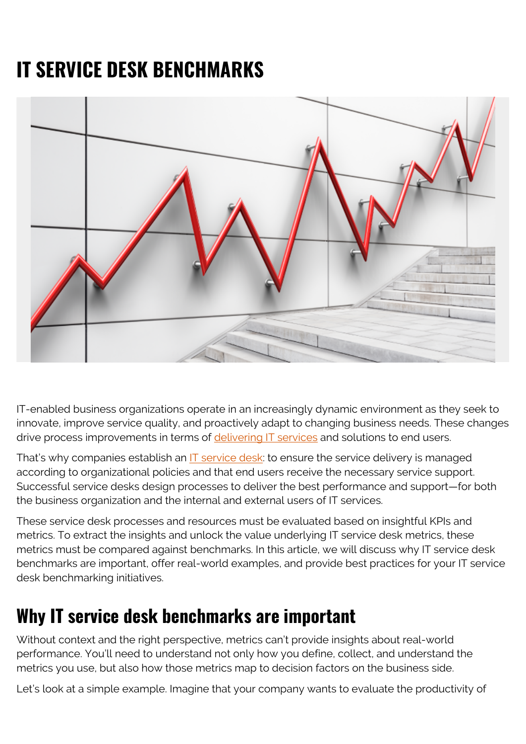# IT SERVICE DESK BENCHMARKS

IT-enabled business organizations operate in an increasingly dynamic environment as they seek to innovate, improve service quality, and proactively adapt to changing business needs. These changes drive process improvements in terms of delivering IT services and solutions to end users.

That's why companies establish an IT service desk: to ensure the service delivery is managed according to organizational policies and that end users receive the necessary service support. Successful service desks design processes to deliver the best performance and support—for both the business organization and the internal and external users of IT services.

These service desk processes and resources must be evaluated based on insightful KPIs and metrics. To extract the insights and unlock the value underlying IT service desk metrics, these metrics must be compared against benchmarks. In this article, we will discuss why IT service desk benchmarks are important, offer real-world examples, and provide best practices for your IT service desk benchmarking initiatives.

## Why IT service desk benchmarks are important

Without context and the right perspective, metrics can't provide insights about real-world performance. You'll need to understand not only how you define, collect, and understand the metrics you use, but also how those metrics map to decision factors on the business side.

Let's look at a simple example. Imagine that your company wants to evaluate the productivity of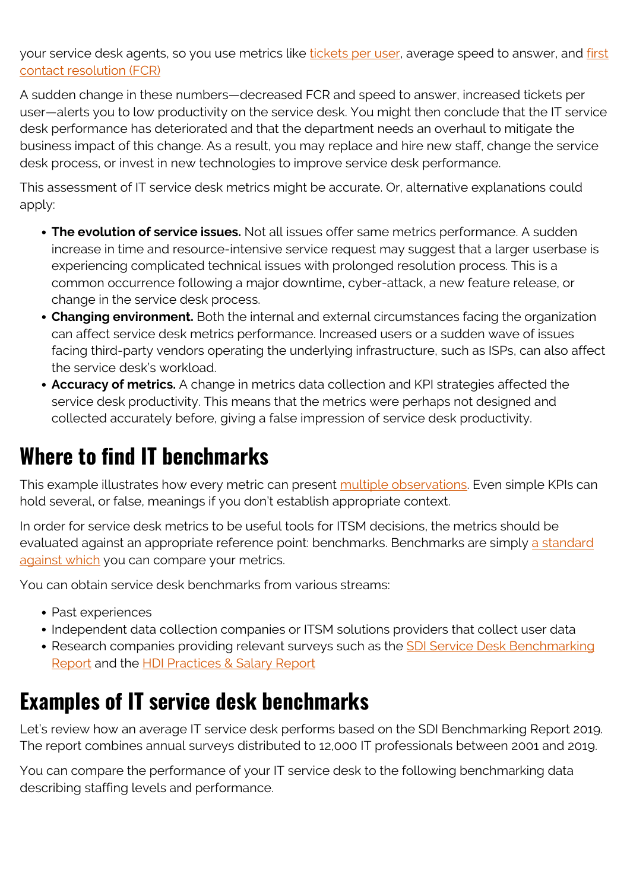your service desk agents, so you use metrics like tickets per user, average speed to answer, and first contact resolution (FCR)

A sudden change in these numbers—decreased FCR and speed to answer, increased tickets per user—alerts you to low productivity on the service desk. You might then conclude that the IT service desk performance has deteriorated and that the department needs an overhaul to mitigate the business impact of this change. As a result, you may replace and hire new staff, change the service desk process, or invest in new technologies to improve service desk performance.

This assessment of IT service desk metrics might be accurate. Or, alternative explanations could apply:

- **The evolution of service issues.** Not all issues offer same metrics performance. A sudden increase in time and resource-intensive service request may suggest that a larger userbase is experiencing complicated technical issues with prolonged resolution process. This is a common occurrence following a major downtime, cyber-attack, a new feature release, or change in the service desk process.
- **Changing environment.** Both the internal and external circumstances facing the organization can affect service desk metrics performance. Increased users or a sudden wave of issues facing third-party vendors operating the underlying infrastructure, such as ISPs, can also affect the service desk's workload.
- **Accuracy of metrics.** A change in metrics data collection and KPI strategies affected the service desk productivity. This means that the metrics were perhaps not designed and collected accurately before, giving a false impression of service desk productivity.

## Where to find IT benchmarks

This example illustrates how every metric can present multiple observations. Even simple KPIs can hold several, or false, meanings if you don't establish appropriate context.

In order for service desk metrics to be useful tools for ITSM decisions, the metrics should be evaluated against an appropriate reference point: benchmarks. Benchmarks are simply a standard against which you can compare your metrics.

You can obtain service desk benchmarks from various streams:

- Past experiences
- Independent data collection companies or ITSM solutions providers that collect user data
- Research companies providing relevant surveys such as the SDI Service Desk Benchmarking Report and the HDI Practices & Salary Report

## Examples of IT service desk benchmarks

Let's review how an average IT service desk performs based on the SDI Benchmarking Report 2019. The report combines annual surveys distributed to 12,000 IT professionals between 2001 and 2019.

You can compare the performance of your IT service desk to the following benchmarking data describing staffing levels and performance.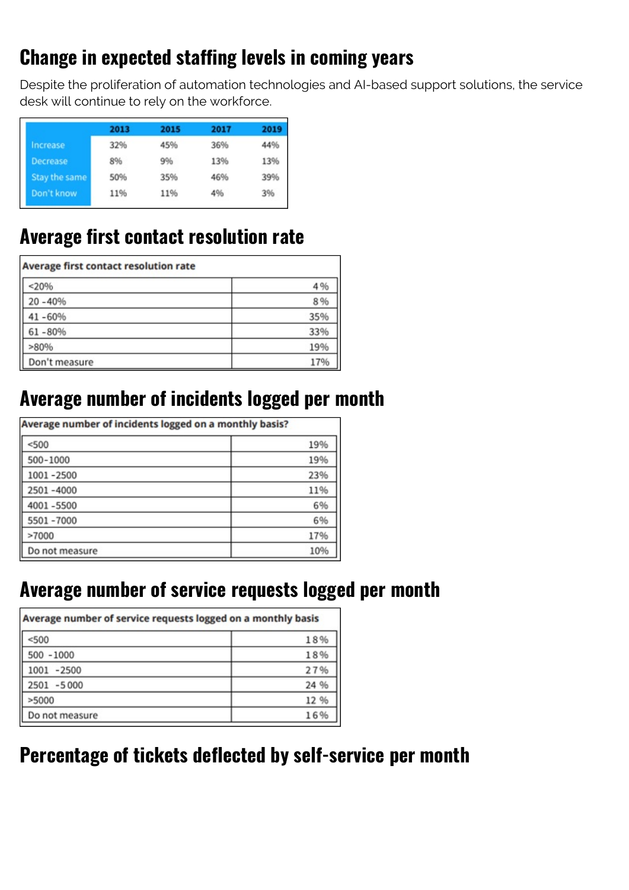## Change in expected staffing levels in coming years

Despite the proliferation of automation technologies and AI-based support solutions, the service desk will continue to rely on the workforce.

| | 2013 | 2015 | 2017 | 2019 |
|---|---|---|---|---|
| Increase | 32% | 45% | 36% | 44% |
| Decrease | 8% | 9% | 13% | 13% |
| Stay the same | 50% | 35% | 46% | 39% |
| Don't know | 11% | 11% | 4% | 3% |

## Average first contact resolution rate

| Average first contact resolution rate | |
|---|---|
| <20% | 4% |
| 20 - 40% | 8% |
| 41 - 60% | 35% |
| 61 - 80% | 33% |
| >80% | 19% |
| Don't measure | 17% |

## Average number of incidents logged per month

| Average number of incidents logged on a monthly basis? | |
|---|---|
| <500 | 19% |
| 500-1000 | 19% |
| 1001 - 2500 | 23% |
| 2501 - 4000 | 11% |
| 4001 - 5500 | 6% |
| 5501 - 7000 | 6% |
| >7000 | 17% |
| Do not measure | 10% |

## Average number of service requests logged per month

| Average number of service requests logged on a monthly basis | |
|---|---|
| <500 | 18% |
| 500 - 1000 | 18% |
| 1001 - 2500 | 27% |
| 2501 - 5000 | 24% |
| >5000 | 12% |
| Do not measure | 16% |

## Percentage of tickets deflected by self-service per month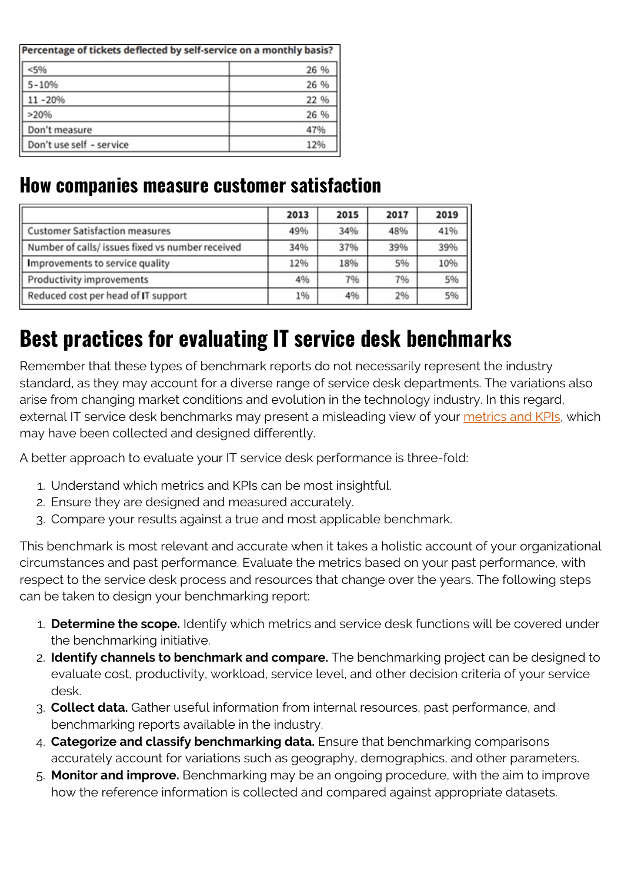| Percentage of tickets deflected by self-service on a monthly basis? | |
| --- | --- |
| <5% | 26 % |
| 5-10% | 26 % |
| 11 -20% | 22 % |
| >20% | 26 % |
| Don't measure | 47% |
| Don't use self - service | 12% |

## How companies measure customer satisfaction

| | 2013 | 2015 | 2017 | 2019 |
| --- | --- | --- | --- | --- |
| Customer Satisfaction measures | 49% | 34% | 48% | 41% |
| Number of calls/ issues fixed vs number received | 34% | 37% | 39% | 39% |
| Improvements to service quality | 12% | 18% | 5% | 10% |
| Productivity improvements | 4% | 7% | 7% | 5% |
| Reduced cost per head of IT support | 1% | 4% | 2% | 5% |

# Best practices for evaluating IT service desk benchmarks

Remember that these types of benchmark reports do not necessarily represent the industry standard, as they may account for a diverse range of service desk departments. The variations also arise from changing market conditions and evolution in the technology industry. In this regard, external IT service desk benchmarks may present a misleading view of your metrics and KPIs, which may have been collected and designed differently.

A better approach to evaluate your IT service desk performance is three-fold:

1. Understand which metrics and KPIs can be most insightful.
2. Ensure they are designed and measured accurately.
3. Compare your results against a true and most applicable benchmark.

This benchmark is most relevant and accurate when it takes a holistic account of your organizational circumstances and past performance. Evaluate the metrics based on your past performance, with respect to the service desk process and resources that change over the years. The following steps can be taken to design your benchmarking report:

1. **Determine the scope.** Identify which metrics and service desk functions will be covered under the benchmarking initiative.
2. **Identify channels to benchmark and compare.** The benchmarking project can be designed to evaluate cost, productivity, workload, service level, and other decision criteria of your service desk.
3. **Collect data.** Gather useful information from internal resources, past performance, and benchmarking reports available in the industry.
4. **Categorize and classify benchmarking data.** Ensure that benchmarking comparisons accurately account for variations such as geography, demographics, and other parameters.
5. **Monitor and improve.** Benchmarking may be an ongoing procedure, with the aim to improve how the reference information is collected and compared against appropriate datasets.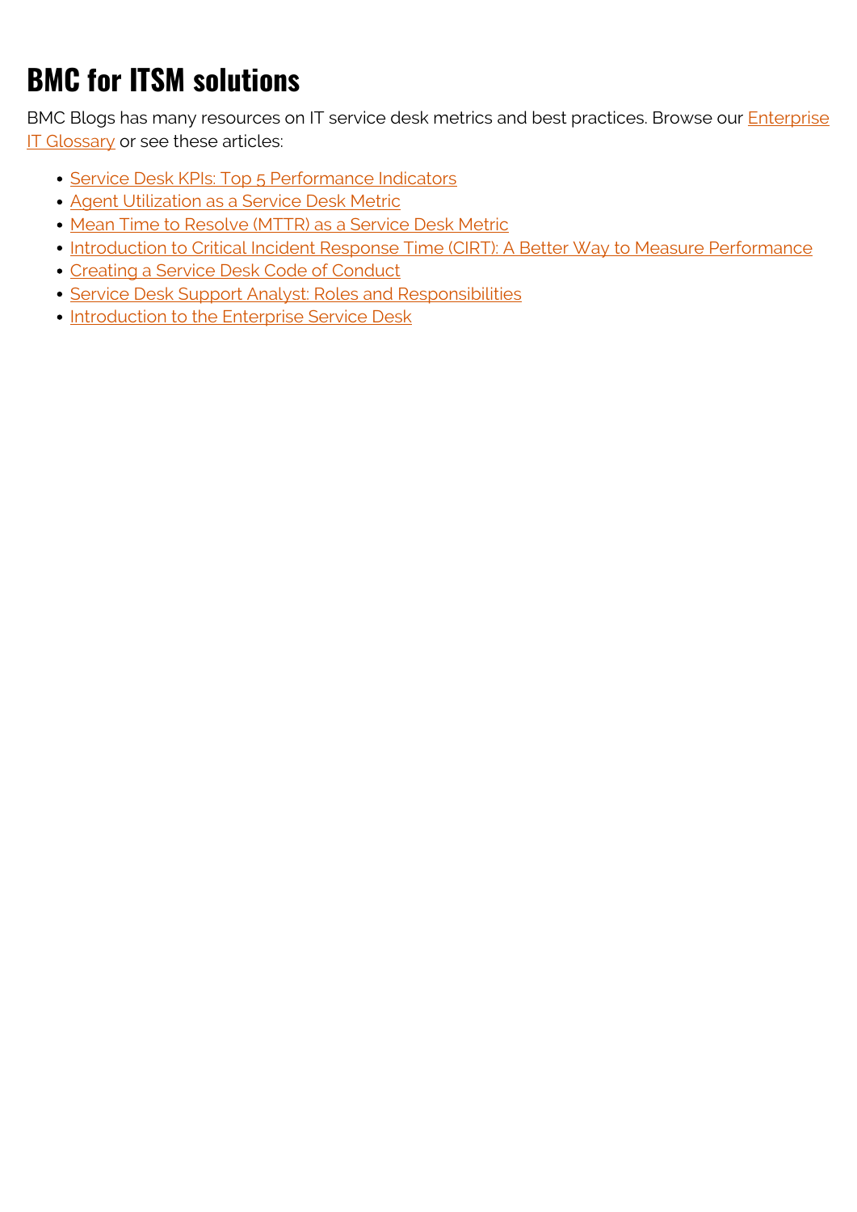# BMC for ITSM solutions

BMC Blogs has many resources on IT service desk metrics and best practices. Browse our Enterprise IT Glossary or see these articles:

- Service Desk KPIs: Top 5 Performance Indicators
- Agent Utilization as a Service Desk Metric
- Mean Time to Resolve (MTTR) as a Service Desk Metric
- Introduction to Critical Incident Response Time (CIRT): A Better Way to Measure Performance
- Creating a Service Desk Code of Conduct
- Service Desk Support Analyst: Roles and Responsibilities
- Introduction to the Enterprise Service Desk